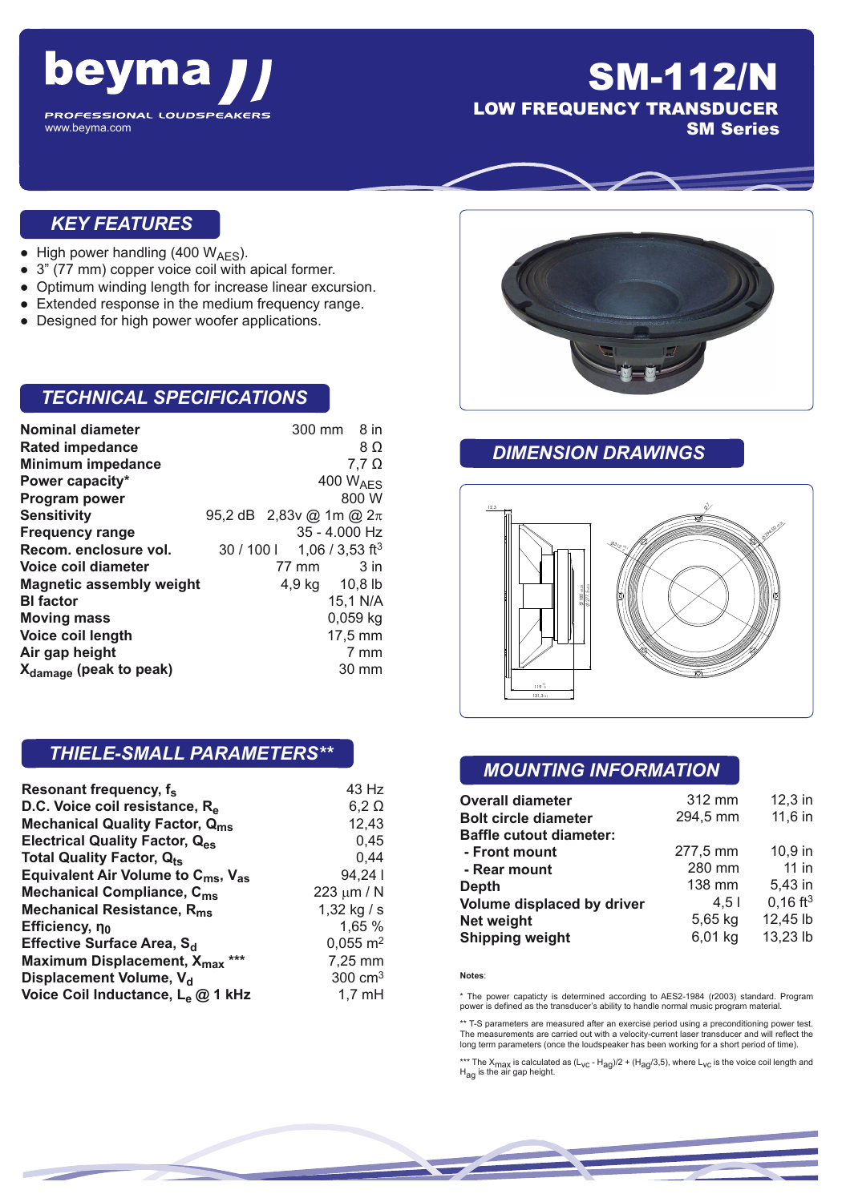# beyma

PROFESSIONAL LOUDSPEAKERS

www.beyma.com

# SM-112/N

## LOW FREQUENCY TRANSDUCER

## SM Series

## KEY FEATURES

- High power handling (400 $W_{AES}$).
- 3" (77 mm) copper voice coil with apical former.
- Optimum winding length for increase linear excursion.
- Extended response in the medium frequency range.
- Designed for high power woofer applications.

## TECHNICAL SPECIFICATIONS

| | | |
|---|---|---|
| **Nominal diameter** | 300 mm | 8 in |
| **Rated impedance** | | 8 Ω |
| **Minimum impedance** | | 7,7 Ω |
| **Power capacity*** | | 400 $W_{AES}$ |
| **Program power** | | 800 W |
| **Sensitivity** | 95,2 dB | 2,83v @ 1m @ 2π |
| **Frequency range** | | 35 - 4.000 Hz |
| **Recom. enclosure vol.** | 30 / 100 l | 1,06 / 3,53 $ft^3$ |
| **Voice coil diameter** | 77 mm | 3 in |
| **Magnetic assembly weight** | 4,9 kg | 10,8 lb |
| **Bl factor** | | 15,1 N/A |
| **Moving mass** | | 0,059 kg |
| **Voice coil length** | | 17,5 mm |
| **Air gap height** | | 7 mm |
| **$X_{damage}$ (peak to peak)** | | 30 mm |

## DIMENSION DRAWINGS

## THIELE-SMALL PARAMETERS**

| | |
|---|---|
| **Resonant frequency, $f_s$** | 43 Hz |
| **D.C. Voice coil resistance, $R_e$** | 6,2 Ω |
| **Mechanical Quality Factor, $Q_{ms}$** | 12,43 |
| **Electrical Quality Factor, $Q_{es}$** | 0,45 |
| **Total Quality Factor, $Q_{ts}$** | 0,44 |
| **Equivalent Air Volume to $C_{ms}$, $V_{as}$** | 94,24 l |
| **Mechanical Compliance, $C_{ms}$** | 223 µm / N |
| **Mechanical Resistance, $R_{ms}$** | 1,32 kg / s |
| **Efficiency, $\eta_0$** | 1,65 % |
| **Effective Surface Area, $S_d$** | 0,055 $m^2$ |
| **Maximum Displacement, $X_{max}$ *** ** | 7,25 mm |
| **Displacement Volume, $V_d$** | 300 $cm^3$ |
| **Voice Coil Inductance, $L_e$ @ 1 kHz** | 1,7 mH |

## MOUNTING INFORMATION

| | | |
|---|---|---|
| **Overall diameter** | 312 mm | 12,3 in |
| **Bolt circle diameter** | 294,5 mm | 11,6 in |
| **Baffle cutout diameter:** | | |
| **- Front mount** | 277,5 mm | 10,9 in |
| **- Rear mount** | 280 mm | 11 in |
| **Depth** | 138 mm | 5,43 in |
| **Volume displaced by driver** | 4,5 l | 0,16 $ft^3$ |
| **Net weight** | 5,65 kg | 12,45 lb |
| **Shipping weight** | 6,01 kg | 13,23 lb |

**Notes**:

* The power capacity is determined according to AES2-1984 (r2003) standard. Program power is defined as the transducer's ability to handle normal music program material.

** T-S parameters are measured after an exercise period using a preconditioning power test. The measurements are carried out with a velocity-current laser transducer and will reflect the long term parameters (once the loudspeaker has been working for a short period of time).

*** The $X_{max}$ is calculated as $(L_{VC} - H_{ag})/2 + (H_{ag}/3,5)$, where $L_{VC}$ is the voice coil length and $H_{ag}$ is the air gap height.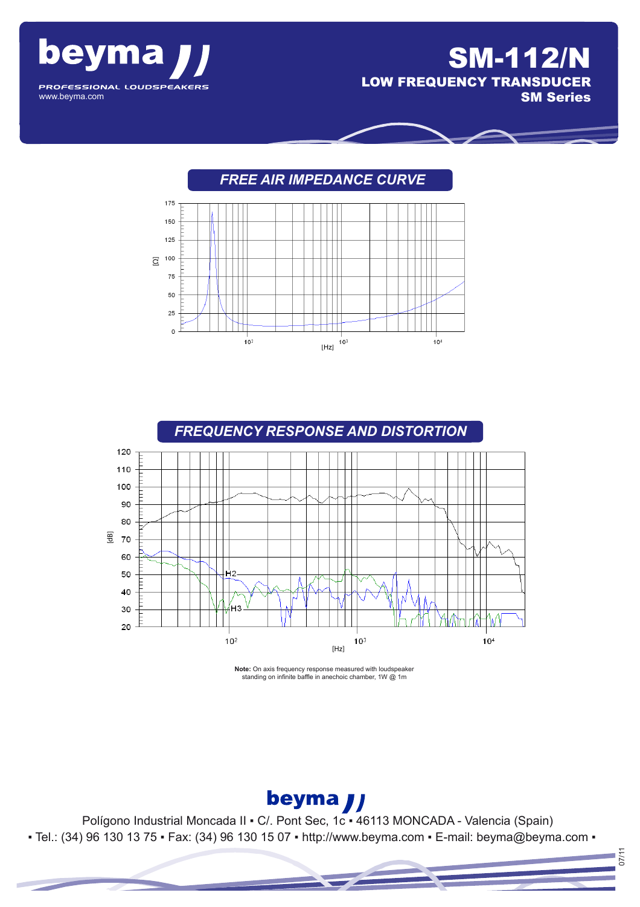# SM-112/N

## LOW FREQUENCY TRANSDUCER

## SM Series

beyma

PROFESSIONAL LOUDSPEAKERS

www.beyma.com

### *FREE AIR IMPEDANCE CURVE*

175
150
125
100
75
50
25
0
[Ω]
$10^2$
$10^3$
$10^4$
[Hz]

### *FREQUENCY RESPONSE AND DISTORTION*

120
110
100
90
80
70
60
50
40
30
20
[dB]
H2
H3
$10^2$
$10^3$
$10^4$
[Hz]

**Note:** On axis frequency response measured with loudspeaker standing on infinite baffle in anechoic chamber, 1W @ 1m

beyma

Polígono Industrial Moncada II ▪ C/. Pont Sec, 1c ▪ 46113 MONCADA - Valencia (Spain)

▪ Tel.: (34) 96 130 13 75 ▪ Fax: (34) 96 130 15 07 ▪ http://www.beyma.com ▪ E-mail: beyma@beyma.com ▪

07/11